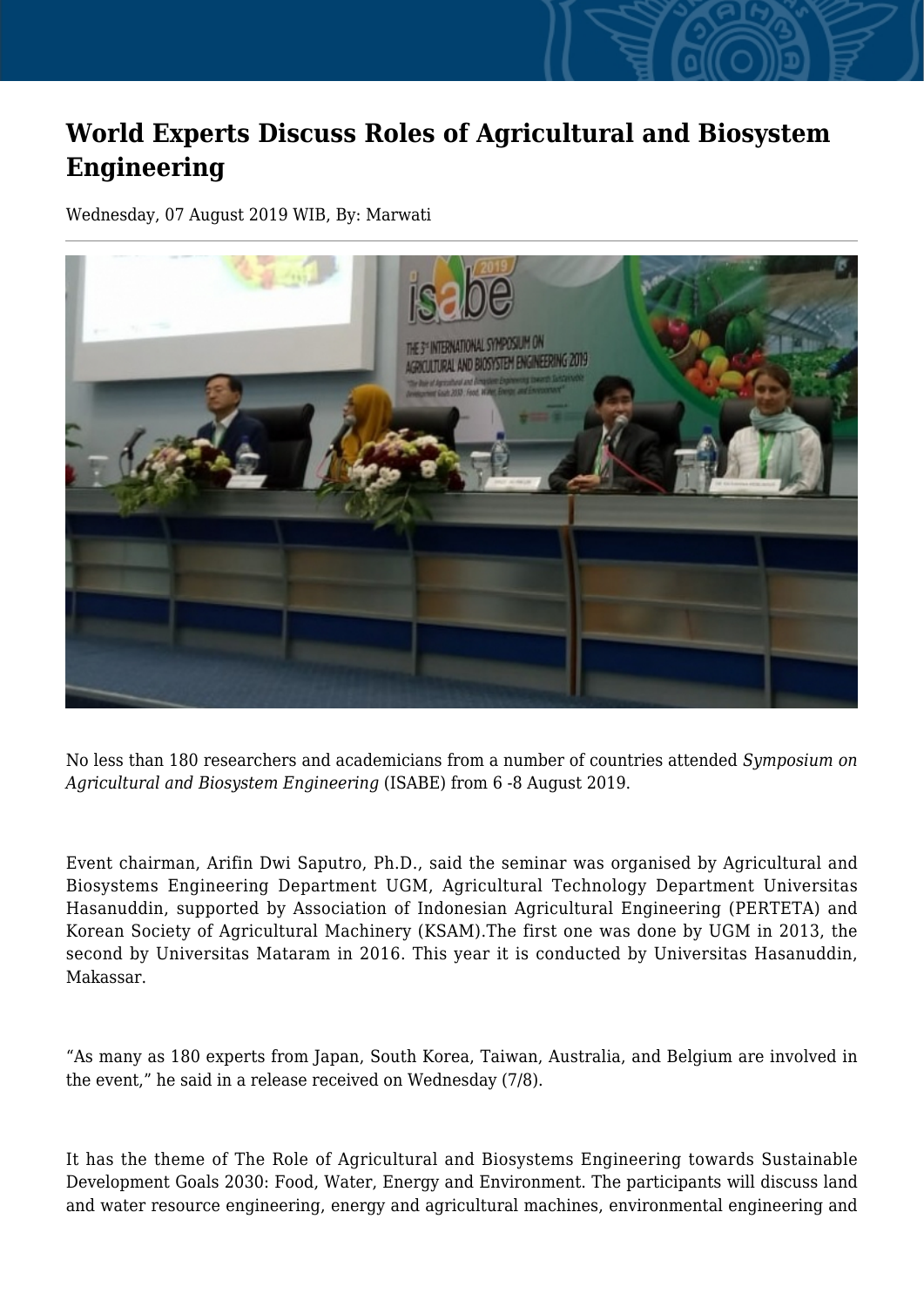# World Experts Discuss Roles of Agricultural and Biosystem Engineering

Wednesday, 07 August 2019 WIB, By: Marwati

No less than 180 researchers and academicians from a number of countries attended *Symposium on Agricultural and Biosystem Engineering* (ISABE) from 6 -8 August 2019.

Event chairman, Arifin Dwi Saputro, Ph.D., said the seminar was organised by Agricultural and Biosystems Engineering Department UGM, Agricultural Technology Department Universitas Hasanuddin, supported by Association of Indonesian Agricultural Engineering (PERTETA) and Korean Society of Agricultural Machinery (KSAM).The first one was done by UGM in 2013, the second by Universitas Mataram in 2016. This year it is conducted by Universitas Hasanuddin, Makassar.

“As many as 180 experts from Japan, South Korea, Taiwan, Australia, and Belgium are involved in the event,” he said in a release received on Wednesday (7/8).

It has the theme of The Role of Agricultural and Biosystems Engineering towards Sustainable Development Goals 2030: Food, Water, Energy and Environment. The participants will discuss land and water resource engineering, energy and agricultural machines, environmental engineering and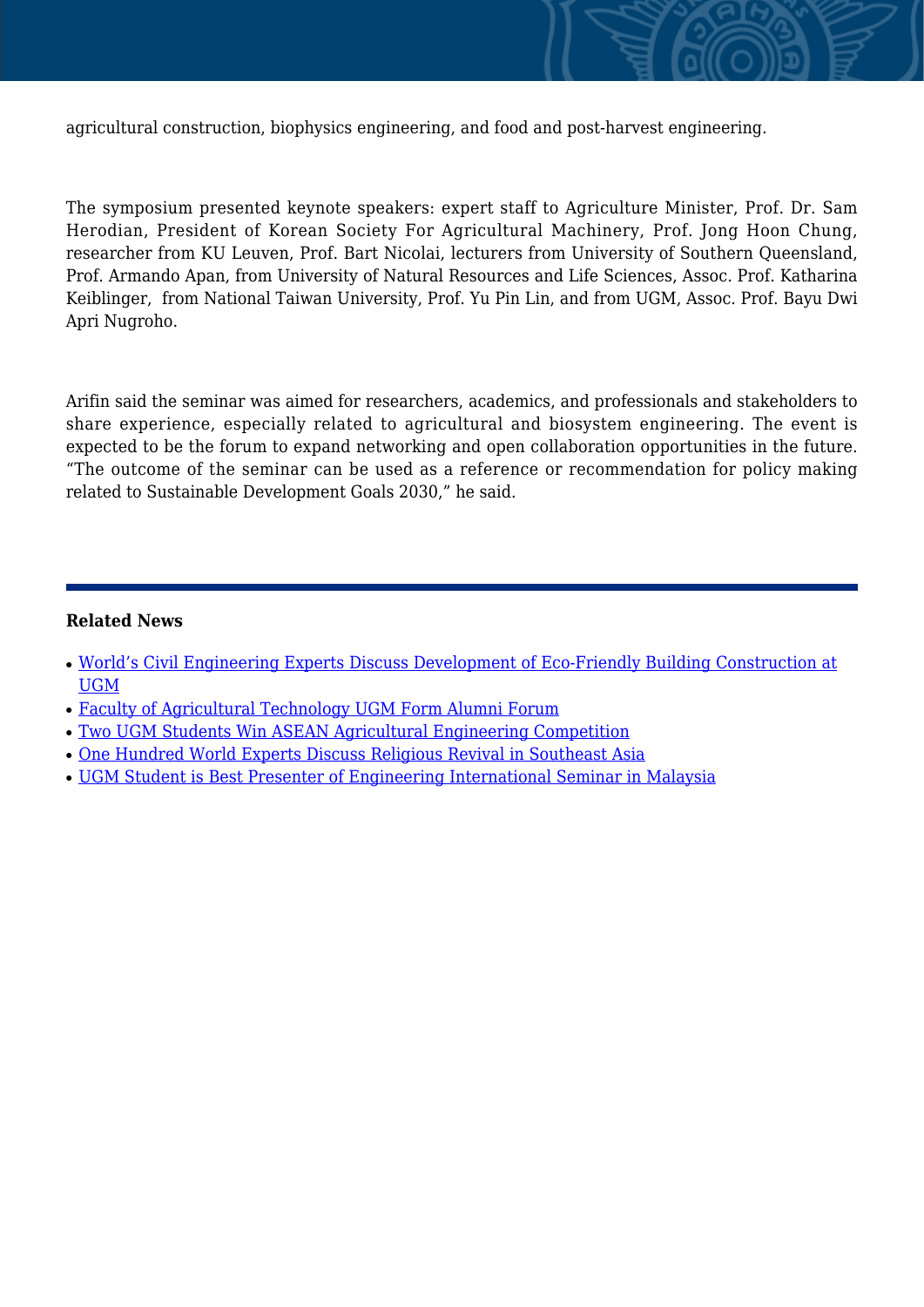agricultural construction, biophysics engineering, and food and post-harvest engineering.

The symposium presented keynote speakers: expert staff to Agriculture Minister, Prof. Dr. Sam Herodian, President of Korean Society For Agricultural Machinery, Prof. Jong Hoon Chung, researcher from KU Leuven, Prof. Bart Nicolai, lecturers from University of Southern Queensland, Prof. Armando Apan, from University of Natural Resources and Life Sciences, Assoc. Prof. Katharina Keiblinger, from National Taiwan University, Prof. Yu Pin Lin, and from UGM, Assoc. Prof. Bayu Dwi Apri Nugroho.

Arifin said the seminar was aimed for researchers, academics, and professionals and stakeholders to share experience, especially related to agricultural and biosystem engineering. The event is expected to be the forum to expand networking and open collaboration opportunities in the future. "The outcome of the seminar can be used as a reference or recommendation for policy making related to Sustainable Development Goals 2030," he said.

---

**Related News**

- World's Civil Engineering Experts Discuss Development of Eco-Friendly Building Construction at UGM
- Faculty of Agricultural Technology UGM Form Alumni Forum
- Two UGM Students Win ASEAN Agricultural Engineering Competition
- One Hundred World Experts Discuss Religious Revival in Southeast Asia
- UGM Student is Best Presenter of Engineering International Seminar in Malaysia